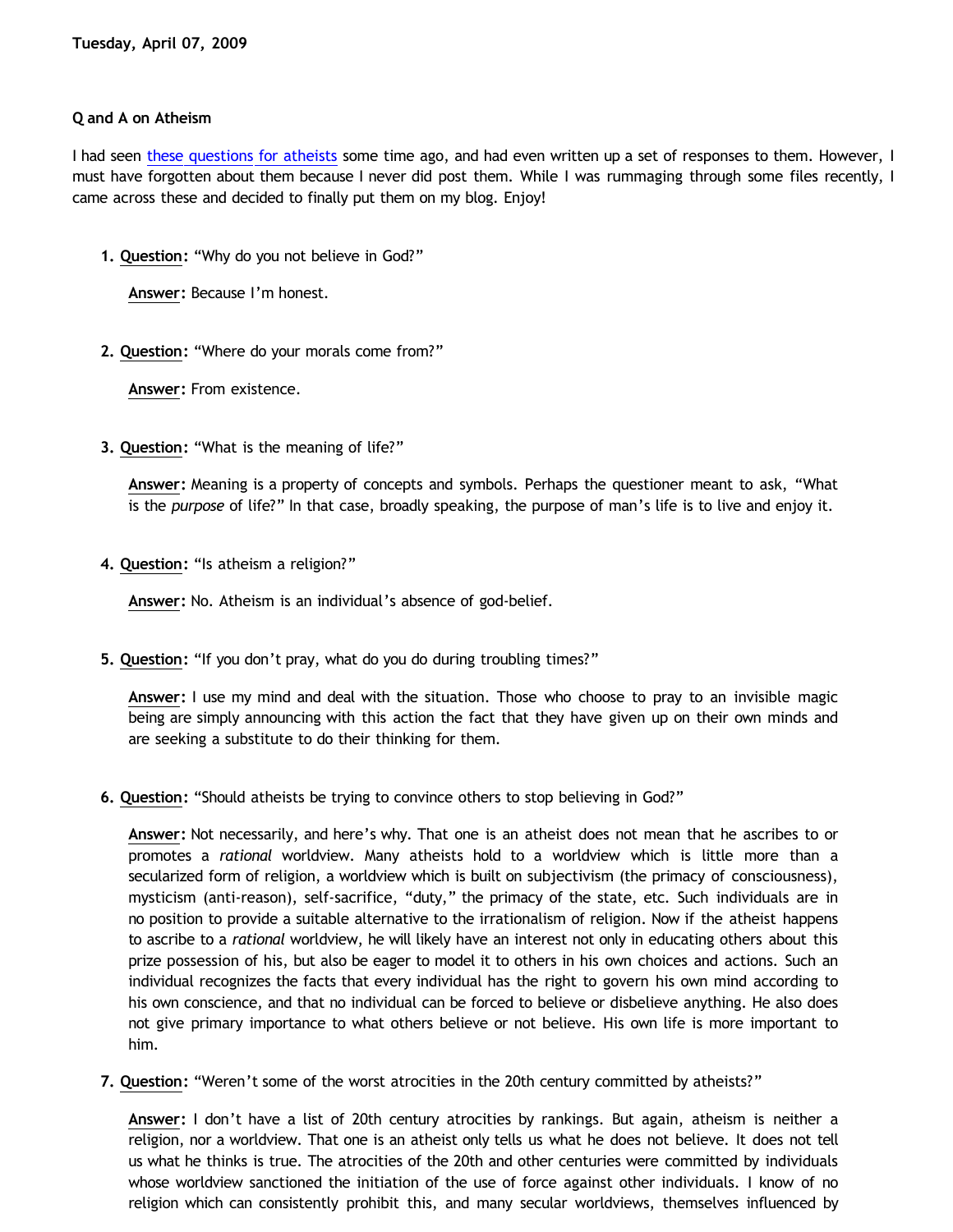**Tuesday, April 07, 2009**

**Q and A on Atheism**

I had seen these questions for atheists some time ago, and had even written up a set of responses to them. However, I must have forgotten about them because I never did post them. While I was rummaging through some files recently, I came across these and decided to finally put them on my blog. Enjoy!

1. **Question:** "Why do you not believe in God?"

   **Answer:** Because I'm honest.

2. **Question:** "Where do your morals come from?"

   **Answer:** From existence.

3. **Question:** "What is the meaning of life?"

   **Answer:** Meaning is a property of concepts and symbols. Perhaps the questioner meant to ask, "What is the *purpose* of life?" In that case, broadly speaking, the purpose of man's life is to live and enjoy it.

4. **Question:** "Is atheism a religion?"

   **Answer:** No. Atheism is an individual's absence of god-belief.

5. **Question:** "If you don't pray, what do you do during troubling times?"

   **Answer:** I use my mind and deal with the situation. Those who choose to pray to an invisible magic being are simply announcing with this action the fact that they have given up on their own minds and are seeking a substitute to do their thinking for them.

6. **Question:** "Should atheists be trying to convince others to stop believing in God?"

   **Answer:** Not necessarily, and here's why. That one is an atheist does not mean that he ascribes to or promotes a *rational* worldview. Many atheists hold to a worldview which is little more than a secularized form of religion, a worldview which is built on subjectivism (the primacy of consciousness), mysticism (anti-reason), self-sacrifice, "duty," the primacy of the state, etc. Such individuals are in no position to provide a suitable alternative to the irrationalism of religion. Now if the atheist happens to ascribe to a *rational* worldview, he will likely have an interest not only in educating others about this prize possession of his, but also be eager to model it to others in his own choices and actions. Such an individual recognizes the facts that every individual has the right to govern his own mind according to his own conscience, and that no individual can be forced to believe or disbelieve anything. He also does not give primary importance to what others believe or not believe. His own life is more important to him.

7. **Question:** "Weren't some of the worst atrocities in the 20th century committed by atheists?"

   **Answer:** I don't have a list of 20th century atrocities by rankings. But again, atheism is neither a religion, nor a worldview. That one is an atheist only tells us what he does not believe. It does not tell us what he thinks is true. The atrocities of the 20th and other centuries were committed by individuals whose worldview sanctioned the initiation of the use of force against other individuals. I know of no religion which can consistently prohibit this, and many secular worldviews, themselves influenced by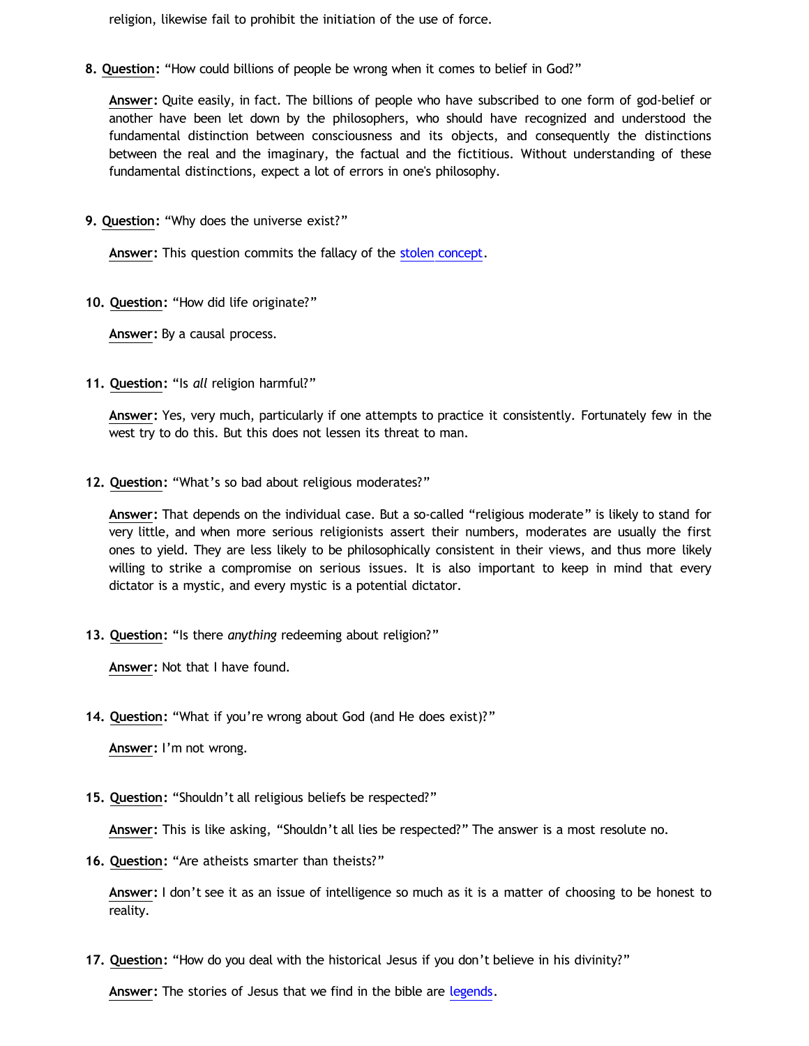religion, likewise fail to prohibit the initiation of the use of force.

8. **Question:** “How could billions of people be wrong when it comes to belief in God?”

   **Answer:** Quite easily, in fact. The billions of people who have subscribed to one form of god-belief or another have been let down by the philosophers, who should have recognized and understood the fundamental distinction between consciousness and its objects, and consequently the distinctions between the real and the imaginary, the factual and the fictitious. Without understanding of these fundamental distinctions, expect a lot of errors in one's philosophy.

9. **Question:** “Why does the universe exist?”

   **Answer:** This question commits the fallacy of the stolen concept.

10. **Question:** “How did life originate?”

    **Answer:** By a causal process.

11. **Question:** “Is *all* religion harmful?”

    **Answer:** Yes, very much, particularly if one attempts to practice it consistently. Fortunately few in the west try to do this. But this does not lessen its threat to man.

12. **Question:** “What’s so bad about religious moderates?”

    **Answer:** That depends on the individual case. But a so-called “religious moderate” is likely to stand for very little, and when more serious religionists assert their numbers, moderates are usually the first ones to yield. They are less likely to be philosophically consistent in their views, and thus more likely willing to strike a compromise on serious issues. It is also important to keep in mind that every dictator is a mystic, and every mystic is a potential dictator.

13. **Question:** “Is there *anything* redeeming about religion?”

    **Answer:** Not that I have found.

14. **Question:** “What if you’re wrong about God (and He does exist)?”

    **Answer:** I’m not wrong.

15. **Question:** “Shouldn’t all religious beliefs be respected?”

    **Answer:** This is like asking, “Shouldn’t all lies be respected?” The answer is a most resolute no.

16. **Question:** “Are atheists smarter than theists?”

    **Answer:** I don’t see it as an issue of intelligence so much as it is a matter of choosing to be honest to reality.

17. **Question:** “How do you deal with the historical Jesus if you don’t believe in his divinity?”

    **Answer:** The stories of Jesus that we find in the bible are legends.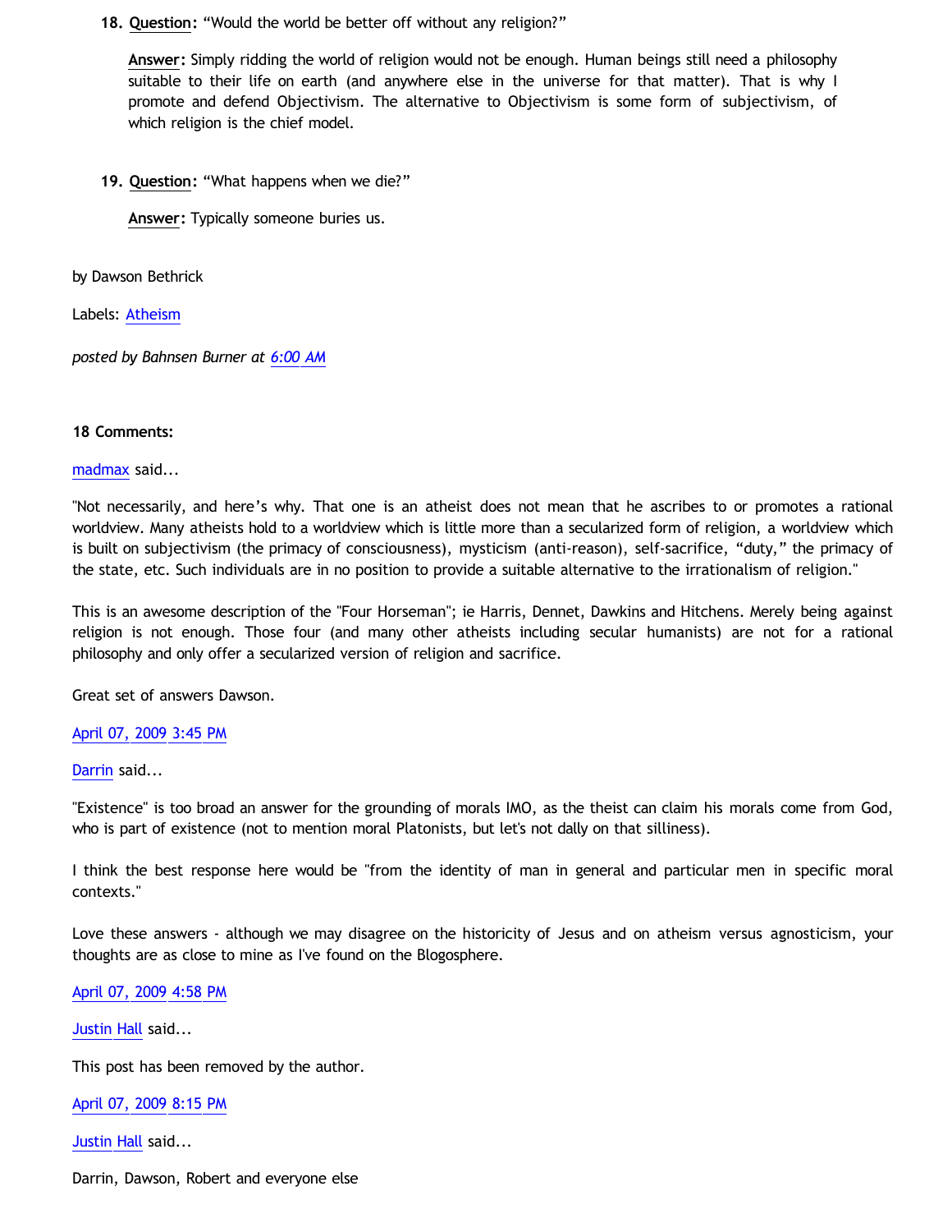18. **Question:** "Would the world be better off without any religion?"

    **Answer:** Simply ridding the world of religion would not be enough. Human beings still need a philosophy suitable to their life on earth (and anywhere else in the universe for that matter). That is why I promote and defend Objectivism. The alternative to Objectivism is some form of subjectivism, of which religion is the chief model.

19. **Question:** "What happens when we die?"

    **Answer:** Typically someone buries us.

by Dawson Bethrick

Labels: Atheism

*posted by Bahnsen Burner at 6:00 AM*

**18 Comments:**

madmax said...

"Not necessarily, and here's why. That one is an atheist does not mean that he ascribes to or promotes a rational worldview. Many atheists hold to a worldview which is little more than a secularized form of religion, a worldview which is built on subjectivism (the primacy of consciousness), mysticism (anti-reason), self-sacrifice, "duty," the primacy of the state, etc. Such individuals are in no position to provide a suitable alternative to the irrationalism of religion."

This is an awesome description of the "Four Horseman"; ie Harris, Dennet, Dawkins and Hitchens. Merely being against religion is not enough. Those four (and many other atheists including secular humanists) are not for a rational philosophy and only offer a secularized version of religion and sacrifice.

Great set of answers Dawson.

April 07, 2009 3:45 PM

Darrin said...

"Existence" is too broad an answer for the grounding of morals IMO, as the theist can claim his morals come from God, who is part of existence (not to mention moral Platonists, but let's not dally on that silliness).

I think the best response here would be "from the identity of man in general and particular men in specific moral contexts."

Love these answers - although we may disagree on the historicity of Jesus and on atheism versus agnosticism, your thoughts are as close to mine as I've found on the Blogosphere.

April 07, 2009 4:58 PM

Justin Hall said...

This post has been removed by the author.

April 07, 2009 8:15 PM

Justin Hall said...

Darrin, Dawson, Robert and everyone else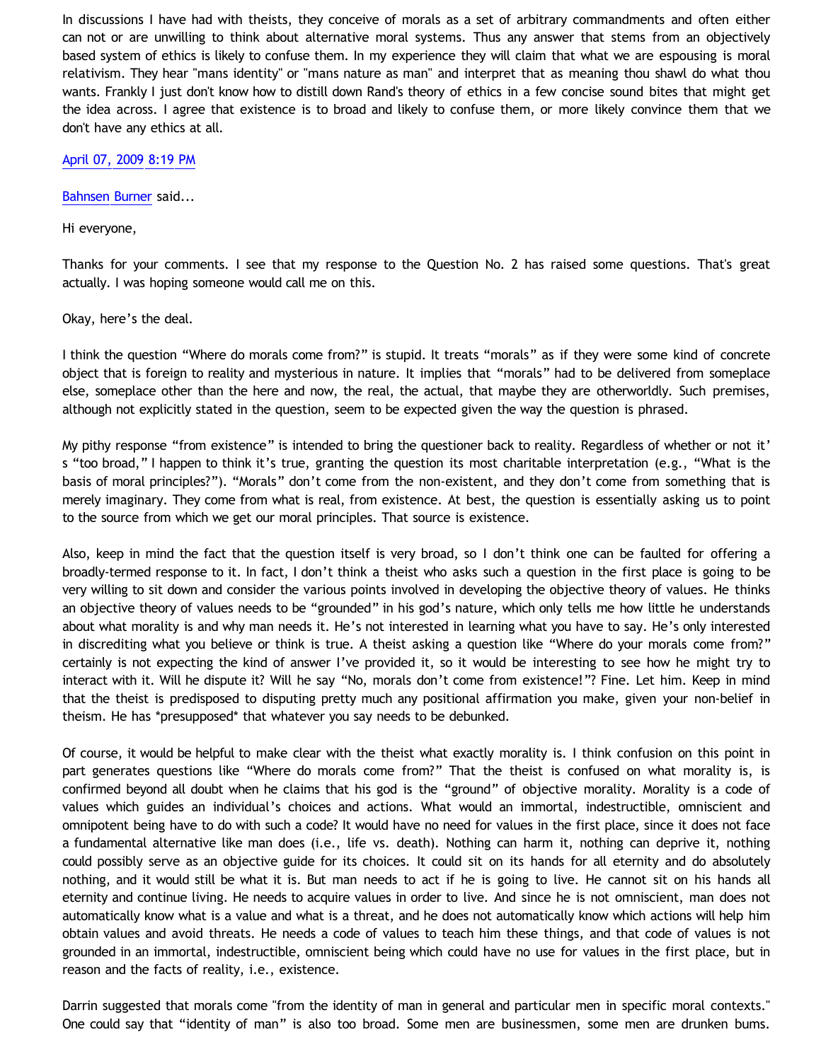In discussions I have had with theists, they conceive of morals as a set of arbitrary commandments and often either can not or are unwilling to think about alternative moral systems. Thus any answer that stems from an objectively based system of ethics is likely to confuse them. In my experience they will claim that what we are espousing is moral relativism. They hear "mans identity" or "mans nature as man" and interpret that as meaning thou shawl do what thou wants. Frankly I just don't know how to distill down Rand's theory of ethics in a few concise sound bites that might get the idea across. I agree that existence is to broad and likely to confuse them, or more likely convince them that we don't have any ethics at all.

April 07, 2009 8:19 PM

Bahnsen Burner said...

Hi everyone,

Thanks for your comments. I see that my response to the Question No. 2 has raised some questions. That's great actually. I was hoping someone would call me on this.

Okay, here's the deal.

I think the question "Where do morals come from?" is stupid. It treats "morals" as if they were some kind of concrete object that is foreign to reality and mysterious in nature. It implies that "morals" had to be delivered from someplace else, someplace other than the here and now, the real, the actual, that maybe they are otherworldly. Such premises, although not explicitly stated in the question, seem to be expected given the way the question is phrased.

My pithy response "from existence" is intended to bring the questioner back to reality. Regardless of whether or not it's "too broad," I happen to think it's true, granting the question its most charitable interpretation (e.g., "What is the basis of moral principles?"). "Morals" don't come from the non-existent, and they don't come from something that is merely imaginary. They come from what is real, from existence. At best, the question is essentially asking us to point to the source from which we get our moral principles. That source is existence.

Also, keep in mind the fact that the question itself is very broad, so I don't think one can be faulted for offering a broadly-termed response to it. In fact, I don't think a theist who asks such a question in the first place is going to be very willing to sit down and consider the various points involved in developing the objective theory of values. He thinks an objective theory of values needs to be "grounded" in his god's nature, which only tells me how little he understands about what morality is and why man needs it. He's not interested in learning what you have to say. He's only interested in discrediting what you believe or think is true. A theist asking a question like "Where do your morals come from?" certainly is not expecting the kind of answer I've provided it, so it would be interesting to see how he might try to interact with it. Will he dispute it? Will he say "No, morals don't come from existence!"? Fine. Let him. Keep in mind that the theist is predisposed to disputing pretty much any positional affirmation you make, given your non-belief in theism. He has *presupposed* that whatever you say needs to be debunked.

Of course, it would be helpful to make clear with the theist what exactly morality is. I think confusion on this point in part generates questions like "Where do morals come from?" That the theist is confused on what morality is, is confirmed beyond all doubt when he claims that his god is the "ground" of objective morality. Morality is a code of values which guides an individual's choices and actions. What would an immortal, indestructible, omniscient and omnipotent being have to do with such a code? It would have no need for values in the first place, since it does not face a fundamental alternative like man does (i.e., life vs. death). Nothing can harm it, nothing can deprive it, nothing could possibly serve as an objective guide for its choices. It could sit on its hands for all eternity and do absolutely nothing, and it would still be what it is. But man needs to act if he is going to live. He cannot sit on his hands all eternity and continue living. He needs to acquire values in order to live. And since he is not omniscient, man does not automatically know what is a value and what is a threat, and he does not automatically know which actions will help him obtain values and avoid threats. He needs a code of values to teach him these things, and that code of values is not grounded in an immortal, indestructible, omniscient being which could have no use for values in the first place, but in reason and the facts of reality, i.e., existence.

Darrin suggested that morals come "from the identity of man in general and particular men in specific moral contexts." One could say that "identity of man" is also too broad. Some men are businessmen, some men are drunken bums.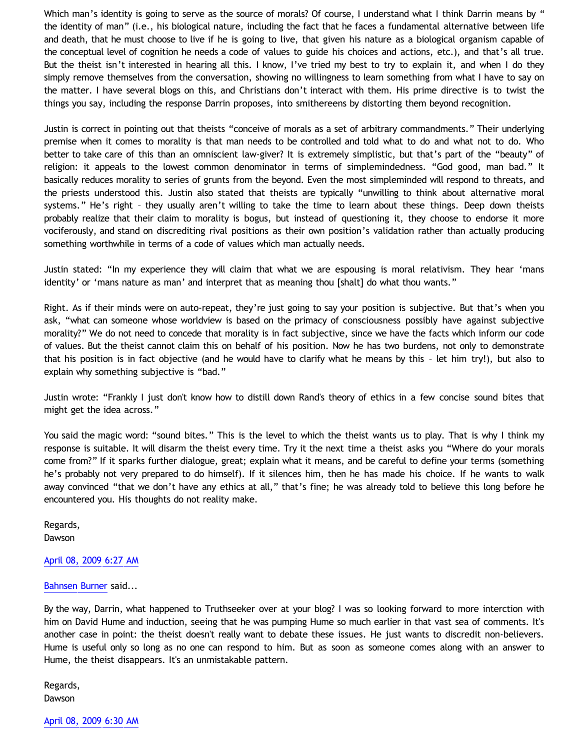Which man's identity is going to serve as the source of morals? Of course, I understand what I think Darrin means by " the identity of man" (i.e., his biological nature, including the fact that he faces a fundamental alternative between life and death, that he must choose to live if he is going to live, that given his nature as a biological organism capable of the conceptual level of cognition he needs a code of values to guide his choices and actions, etc.), and that's all true. But the theist isn't interested in hearing all this. I know, I've tried my best to try to explain it, and when I do they simply remove themselves from the conversation, showing no willingness to learn something from what I have to say on the matter. I have several blogs on this, and Christians don't interact with them. His prime directive is to twist the things you say, including the response Darrin proposes, into smithereens by distorting them beyond recognition.

Justin is correct in pointing out that theists "conceive of morals as a set of arbitrary commandments." Their underlying premise when it comes to morality is that man needs to be controlled and told what to do and what not to do. Who better to take care of this than an omniscient law-giver? It is extremely simplistic, but that's part of the "beauty" of religion: it appeals to the lowest common denominator in terms of simplemindedness. "God good, man bad." It basically reduces morality to series of grunts from the beyond. Even the most simpleminded will respond to threats, and the priests understood this. Justin also stated that theists are typically "unwilling to think about alternative moral systems." He's right – they usually aren't willing to take the time to learn about these things. Deep down theists probably realize that their claim to morality is bogus, but instead of questioning it, they choose to endorse it more vociferously, and stand on discrediting rival positions as their own position's validation rather than actually producing something worthwhile in terms of a code of values which man actually needs.

Justin stated: "In my experience they will claim that what we are espousing is moral relativism. They hear 'mans identity' or 'mans nature as man' and interpret that as meaning thou [shalt] do what thou wants."

Right. As if their minds were on auto-repeat, they're just going to say your position is subjective. But that's when you ask, "what can someone whose worldview is based on the primacy of consciousness possibly have against subjective morality?" We do not need to concede that morality is in fact subjective, since we have the facts which inform our code of values. But the theist cannot claim this on behalf of his position. Now he has two burdens, not only to demonstrate that his position is in fact objective (and he would have to clarify what he means by this – let him try!), but also to explain why something subjective is "bad."

Justin wrote: "Frankly I just don't know how to distill down Rand's theory of ethics in a few concise sound bites that might get the idea across."

You said the magic word: "sound bites." This is the level to which the theist wants us to play. That is why I think my response is suitable. It will disarm the theist every time. Try it the next time a theist asks you "Where do your morals come from?" If it sparks further dialogue, great; explain what it means, and be careful to define your terms (something he's probably not very prepared to do himself). If it silences him, then he has made his choice. If he wants to walk away convinced "that we don't have any ethics at all," that's fine; he was already told to believe this long before he encountered you. His thoughts do not reality make.

Regards,
Dawson

April 08, 2009 6:27 AM

Bahnsen Burner said...

By the way, Darrin, what happened to Truthseeker over at your blog? I was so looking forward to more interction with him on David Hume and induction, seeing that he was pumping Hume so much earlier in that vast sea of comments. It's another case in point: the theist doesn't really want to debate these issues. He just wants to discredit non-believers. Hume is useful only so long as no one can respond to him. But as soon as someone comes along with an answer to Hume, the theist disappears. It's an unmistakable pattern.

Regards,
Dawson

April 08, 2009 6:30 AM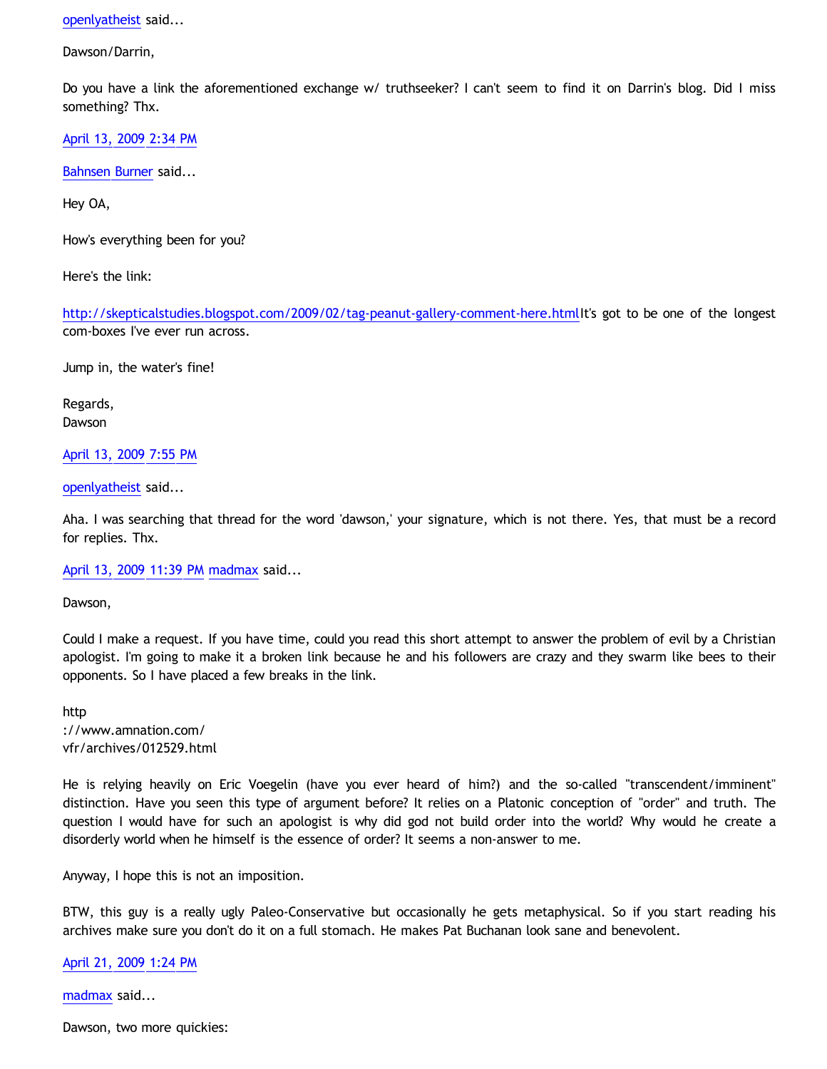openlyatheist said...

Dawson/Darrin,

Do you have a link the aforementioned exchange w/ truthseeker? I can't seem to find it on Darrin's blog. Did I miss something? Thx.

April 13, 2009 2:34 PM

Bahnsen Burner said...

Hey OA,

How's everything been for you?

Here's the link:

http://skepticalstudies.blogspot.com/2009/02/tag-peanut-gallery-comment-here.htmlIt's got to be one of the longest com-boxes I've ever run across.

Jump in, the water's fine!

Regards,
Dawson

April 13, 2009 7:55 PM

openlyatheist said...

Aha. I was searching that thread for the word 'dawson,' your signature, which is not there. Yes, that must be a record for replies. Thx.

April 13, 2009 11:39 PM madmax said...

Dawson,

Could I make a request. If you have time, could you read this short attempt to answer the problem of evil by a Christian apologist. I'm going to make it a broken link because he and his followers are crazy and they swarm like bees to their opponents. So I have placed a few breaks in the link.

http
://www.amnation.com/
vfr/archives/012529.html

He is relying heavily on Eric Voegelin (have you ever heard of him?) and the so-called "transcendent/imminent" distinction. Have you seen this type of argument before? It relies on a Platonic conception of "order" and truth. The question I would have for such an apologist is why did god not build order into the world? Why would he create a disorderly world when he himself is the essence of order? It seems a non-answer to me.

Anyway, I hope this is not an imposition.

BTW, this guy is a really ugly Paleo-Conservative but occasionally he gets metaphysical. So if you start reading his archives make sure you don't do it on a full stomach. He makes Pat Buchanan look sane and benevolent.

April 21, 2009 1:24 PM

madmax said...

Dawson, two more quickies: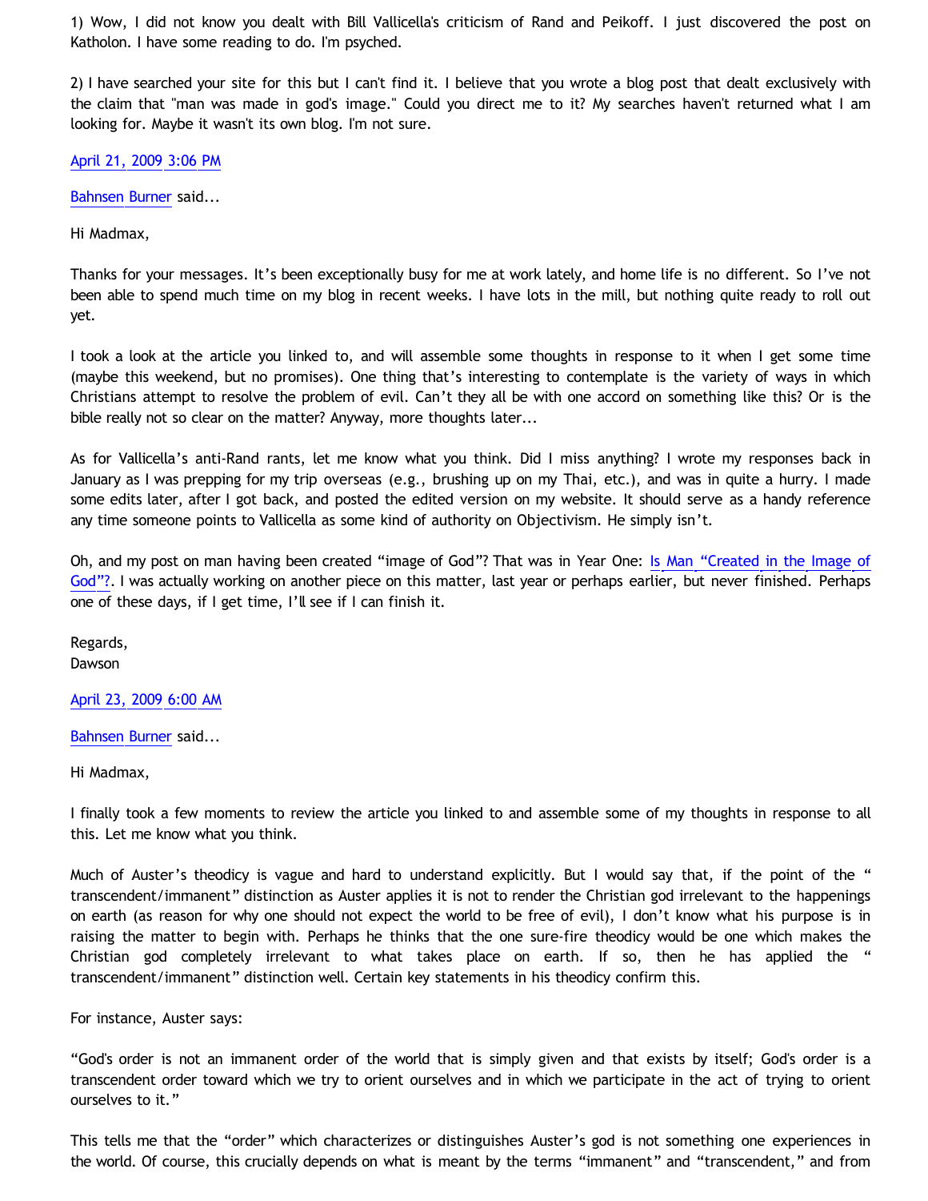1) Wow, I did not know you dealt with Bill Vallicella's criticism of Rand and Peikoff. I just discovered the post on Katholon. I have some reading to do. I'm psyched.

2) I have searched your site for this but I can't find it. I believe that you wrote a blog post that dealt exclusively with the claim that "man was made in god's image." Could you direct me to it? My searches haven't returned what I am looking for. Maybe it wasn't its own blog. I'm not sure.

April 21, 2009 3:06 PM

Bahnsen Burner said...

Hi Madmax,

Thanks for your messages. It's been exceptionally busy for me at work lately, and home life is no different. So I've not been able to spend much time on my blog in recent weeks. I have lots in the mill, but nothing quite ready to roll out yet.

I took a look at the article you linked to, and will assemble some thoughts in response to it when I get some time (maybe this weekend, but no promises). One thing that's interesting to contemplate is the variety of ways in which Christians attempt to resolve the problem of evil. Can't they all be with one accord on something like this? Or is the bible really not so clear on the matter? Anyway, more thoughts later...

As for Vallicella's anti-Rand rants, let me know what you think. Did I miss anything? I wrote my responses back in January as I was prepping for my trip overseas (e.g., brushing up on my Thai, etc.), and was in quite a hurry. I made some edits later, after I got back, and posted the edited version on my website. It should serve as a handy reference any time someone points to Vallicella as some kind of authority on Objectivism. He simply isn't.

Oh, and my post on man having been created "image of God"? That was in Year One: Is Man "Created in the Image of God"?. I was actually working on another piece on this matter, last year or perhaps earlier, but never finished. Perhaps one of these days, if I get time, I'll see if I can finish it.

Regards,
Dawson

April 23, 2009 6:00 AM

Bahnsen Burner said...

Hi Madmax,

I finally took a few moments to review the article you linked to and assemble some of my thoughts in response to all this. Let me know what you think.

Much of Auster's theodicy is vague and hard to understand explicitly. But I would say that, if the point of the "transcendent/immanent" distinction as Auster applies it is not to render the Christian god irrelevant to the happenings on earth (as reason for why one should not expect the world to be free of evil), I don't know what his purpose is in raising the matter to begin with. Perhaps he thinks that the one sure-fire theodicy would be one which makes the Christian god completely irrelevant to what takes place on earth. If so, then he has applied the "transcendent/immanent" distinction well. Certain key statements in his theodicy confirm this.

For instance, Auster says:

"God's order is not an immanent order of the world that is simply given and that exists by itself; God's order is a transcendent order toward which we try to orient ourselves and in which we participate in the act of trying to orient ourselves to it."

This tells me that the "order" which characterizes or distinguishes Auster's god is not something one experiences in the world. Of course, this crucially depends on what is meant by the terms "immanent" and "transcendent," and from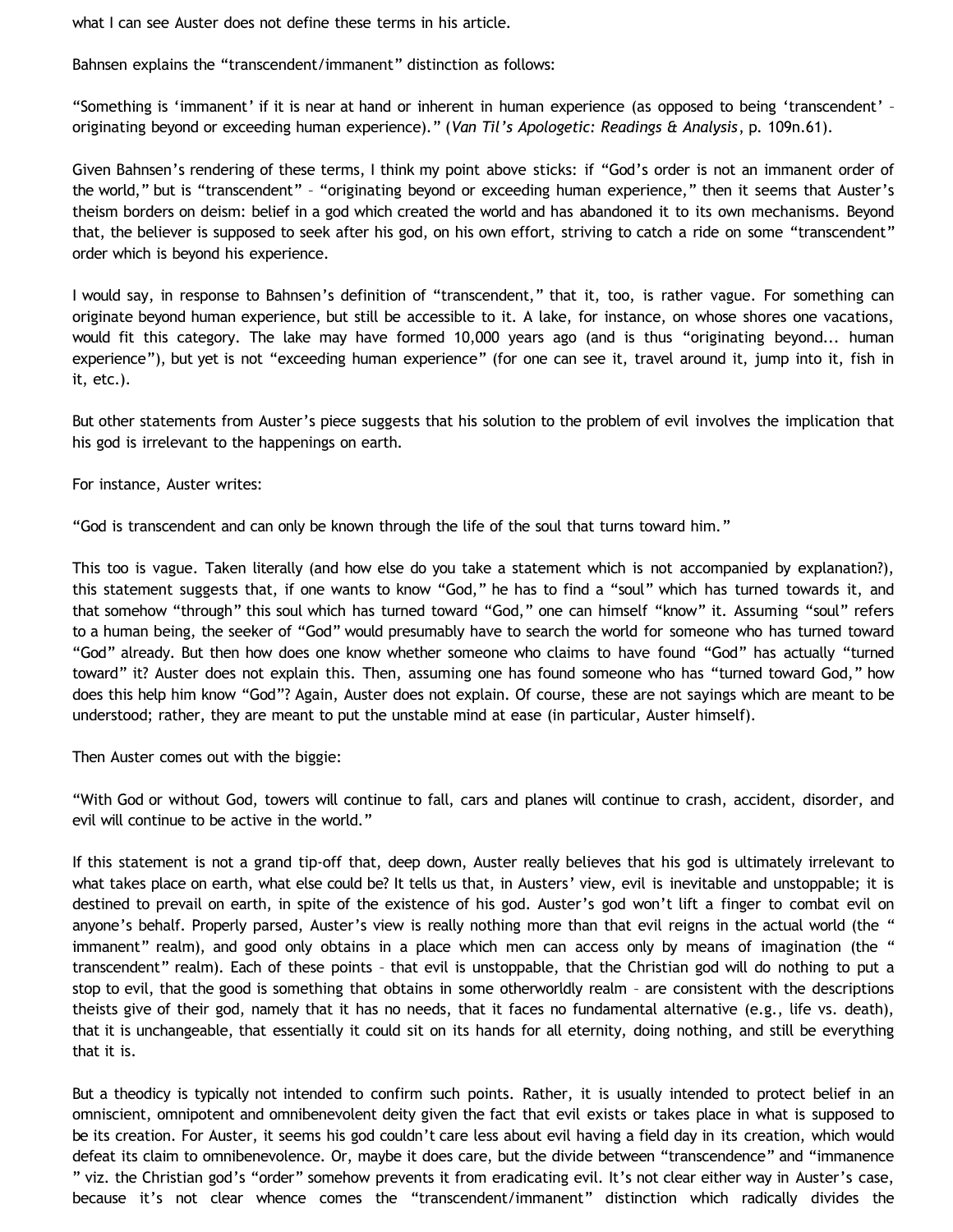what I can see Auster does not define these terms in his article.

Bahnsen explains the "transcendent/immanent" distinction as follows:

"Something is 'immanent' if it is near at hand or inherent in human experience (as opposed to being 'transcendent' – originating beyond or exceeding human experience)." (*Van Til's Apologetic: Readings & Analysis*, p. 109n.61).

Given Bahnsen's rendering of these terms, I think my point above sticks: if "God's order is not an immanent order of the world," but is "transcendent" – "originating beyond or exceeding human experience," then it seems that Auster's theism borders on deism: belief in a god which created the world and has abandoned it to its own mechanisms. Beyond that, the believer is supposed to seek after his god, on his own effort, striving to catch a ride on some "transcendent" order which is beyond his experience.

I would say, in response to Bahnsen's definition of "transcendent," that it, too, is rather vague. For something can originate beyond human experience, but still be accessible to it. A lake, for instance, on whose shores one vacations, would fit this category. The lake may have formed 10,000 years ago (and is thus "originating beyond... human experience"), but yet is not "exceeding human experience" (for one can see it, travel around it, jump into it, fish in it, etc.).

But other statements from Auster's piece suggests that his solution to the problem of evil involves the implication that his god is irrelevant to the happenings on earth.

For instance, Auster writes:

"God is transcendent and can only be known through the life of the soul that turns toward him."

This too is vague. Taken literally (and how else do you take a statement which is not accompanied by explanation?), this statement suggests that, if one wants to know "God," he has to find a "soul" which has turned towards it, and that somehow "through" this soul which has turned toward "God," one can himself "know" it. Assuming "soul" refers to a human being, the seeker of "God" would presumably have to search the world for someone who has turned toward "God" already. But then how does one know whether someone who claims to have found "God" has actually "turned toward" it? Auster does not explain this. Then, assuming one has found someone who has "turned toward God," how does this help him know "God"? Again, Auster does not explain. Of course, these are not sayings which are meant to be understood; rather, they are meant to put the unstable mind at ease (in particular, Auster himself).

Then Auster comes out with the biggie:

"With God or without God, towers will continue to fall, cars and planes will continue to crash, accident, disorder, and evil will continue to be active in the world."

If this statement is not a grand tip-off that, deep down, Auster really believes that his god is ultimately irrelevant to what takes place on earth, what else could be? It tells us that, in Austers' view, evil is inevitable and unstoppable; it is destined to prevail on earth, in spite of the existence of his god. Auster's god won't lift a finger to combat evil on anyone's behalf. Properly parsed, Auster's view is really nothing more than that evil reigns in the actual world (the "immanent" realm), and good only obtains in a place which men can access only by means of imagination (the "transcendent" realm). Each of these points – that evil is unstoppable, that the Christian god will do nothing to put a stop to evil, that the good is something that obtains in some otherworldly realm – are consistent with the descriptions theists give of their god, namely that it has no needs, that it faces no fundamental alternative (e.g., life vs. death), that it is unchangeable, that essentially it could sit on its hands for all eternity, doing nothing, and still be everything that it is.

But a theodicy is typically not intended to confirm such points. Rather, it is usually intended to protect belief in an omniscient, omnipotent and omnibenevolent deity given the fact that evil exists or takes place in what is supposed to be its creation. For Auster, it seems his god couldn't care less about evil having a field day in its creation, which would defeat its claim to omnibenevolence. Or, maybe it does care, but the divide between "transcendence" and "immanence" viz. the Christian god's "order" somehow prevents it from eradicating evil. It's not clear either way in Auster's case, because it's not clear whence comes the "transcendent/immanent" distinction which radically divides the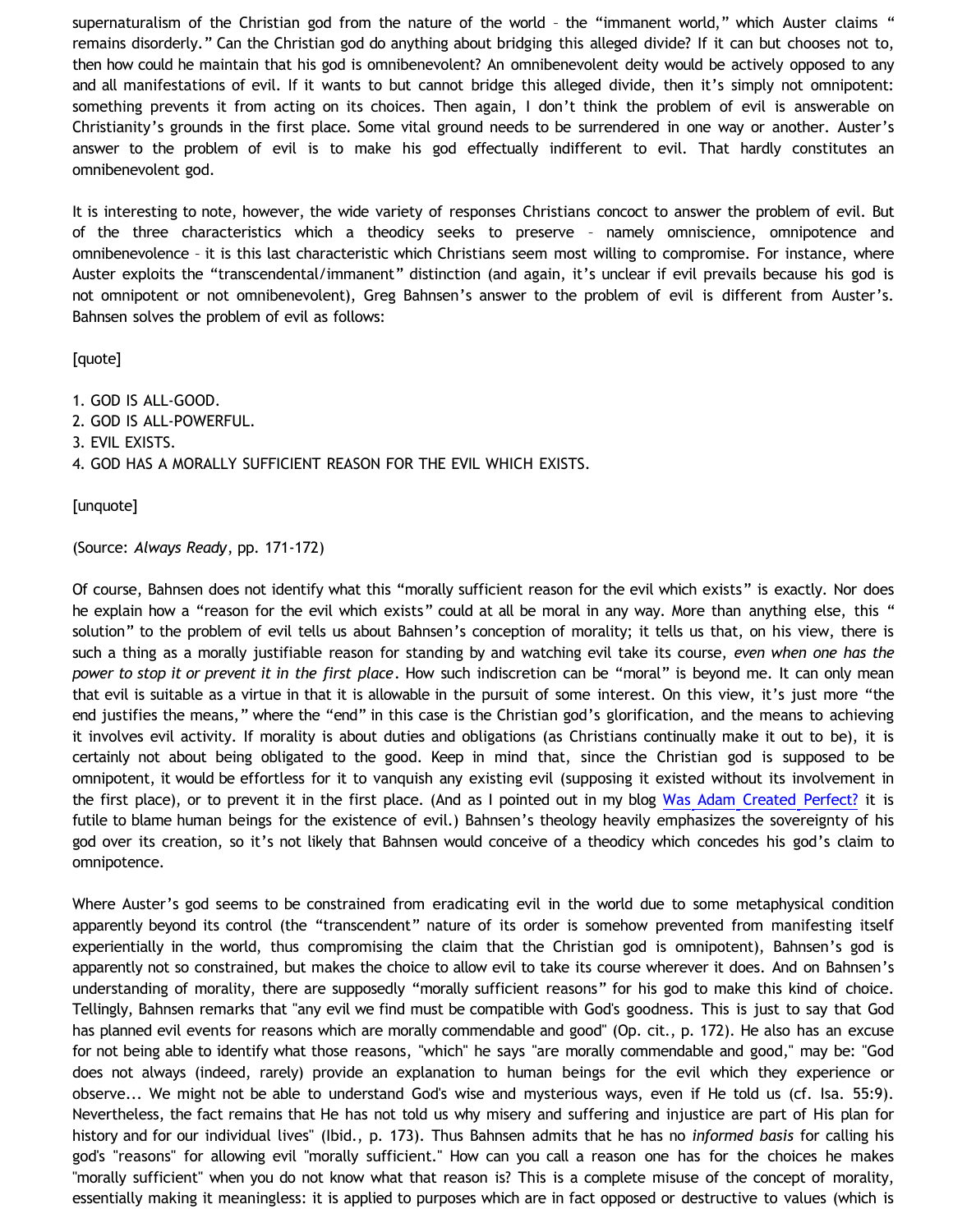supernaturalism of the Christian god from the nature of the world – the "immanent world," which Auster claims " remains disorderly." Can the Christian god do anything about bridging this alleged divide? If it can but chooses not to, then how could he maintain that his god is omnibenevolent? An omnibenevolent deity would be actively opposed to any and all manifestations of evil. If it wants to but cannot bridge this alleged divide, then it's simply not omnipotent: something prevents it from acting on its choices. Then again, I don't think the problem of evil is answerable on Christianity's grounds in the first place. Some vital ground needs to be surrendered in one way or another. Auster's answer to the problem of evil is to make his god effectually indifferent to evil. That hardly constitutes an omnibenevolent god.

It is interesting to note, however, the wide variety of responses Christians concoct to answer the problem of evil. But of the three characteristics which a theodicy seeks to preserve – namely omniscience, omnipotence and omnibenevolence – it is this last characteristic which Christians seem most willing to compromise. For instance, where Auster exploits the "transcendental/immanent" distinction (and again, it's unclear if evil prevails because his god is not omnipotent or not omnibenevolent), Greg Bahnsen's answer to the problem of evil is different from Auster's. Bahnsen solves the problem of evil as follows:

[quote]

1. GOD IS ALL-GOOD.
2. GOD IS ALL-POWERFUL.
3. EVIL EXISTS.
4. GOD HAS A MORALLY SUFFICIENT REASON FOR THE EVIL WHICH EXISTS.

[unquote]

(Source: *Always Ready*, pp. 171-172)

Of course, Bahnsen does not identify what this "morally sufficient reason for the evil which exists" is exactly. Nor does he explain how a "reason for the evil which exists" could at all be moral in any way. More than anything else, this " solution" to the problem of evil tells us about Bahnsen's conception of morality; it tells us that, on his view, there is such a thing as a morally justifiable reason for standing by and watching evil take its course, *even when one has the power to stop it or prevent it in the first place*. How such indiscretion can be "moral" is beyond me. It can only mean that evil is suitable as a virtue in that it is allowable in the pursuit of some interest. On this view, it's just more "the end justifies the means," where the "end" in this case is the Christian god's glorification, and the means to achieving it involves evil activity. If morality is about duties and obligations (as Christians continually make it out to be), it is certainly not about being obligated to the good. Keep in mind that, since the Christian god is supposed to be omnipotent, it would be effortless for it to vanquish any existing evil (supposing it existed without its involvement in the first place), or to prevent it in the first place. (And as I pointed out in my blog Was Adam Created Perfect? it is futile to blame human beings for the existence of evil.) Bahnsen's theology heavily emphasizes the sovereignty of his god over its creation, so it's not likely that Bahnsen would conceive of a theodicy which concedes his god's claim to omnipotence.

Where Auster's god seems to be constrained from eradicating evil in the world due to some metaphysical condition apparently beyond its control (the "transcendent" nature of its order is somehow prevented from manifesting itself experientially in the world, thus compromising the claim that the Christian god is omnipotent), Bahnsen's god is apparently not so constrained, but makes the choice to allow evil to take its course wherever it does. And on Bahnsen's understanding of morality, there are supposedly "morally sufficient reasons" for his god to make this kind of choice. Tellingly, Bahnsen remarks that "any evil we find must be compatible with God's goodness. This is just to say that God has planned evil events for reasons which are morally commendable and good" (Op. cit., p. 172). He also has an excuse for not being able to identify what those reasons, "which" he says "are morally commendable and good," may be: "God does not always (indeed, rarely) provide an explanation to human beings for the evil which they experience or observe... We might not be able to understand God's wise and mysterious ways, even if He told us (cf. Isa. 55:9). Nevertheless, the fact remains that He has not told us why misery and suffering and injustice are part of His plan for history and for our individual lives" (Ibid., p. 173). Thus Bahnsen admits that he has no *informed basis* for calling his god's "reasons" for allowing evil "morally sufficient." How can you call a reason one has for the choices he makes "morally sufficient" when you do not know what that reason is? This is a complete misuse of the concept of morality, essentially making it meaningless: it is applied to purposes which are in fact opposed or destructive to values (which is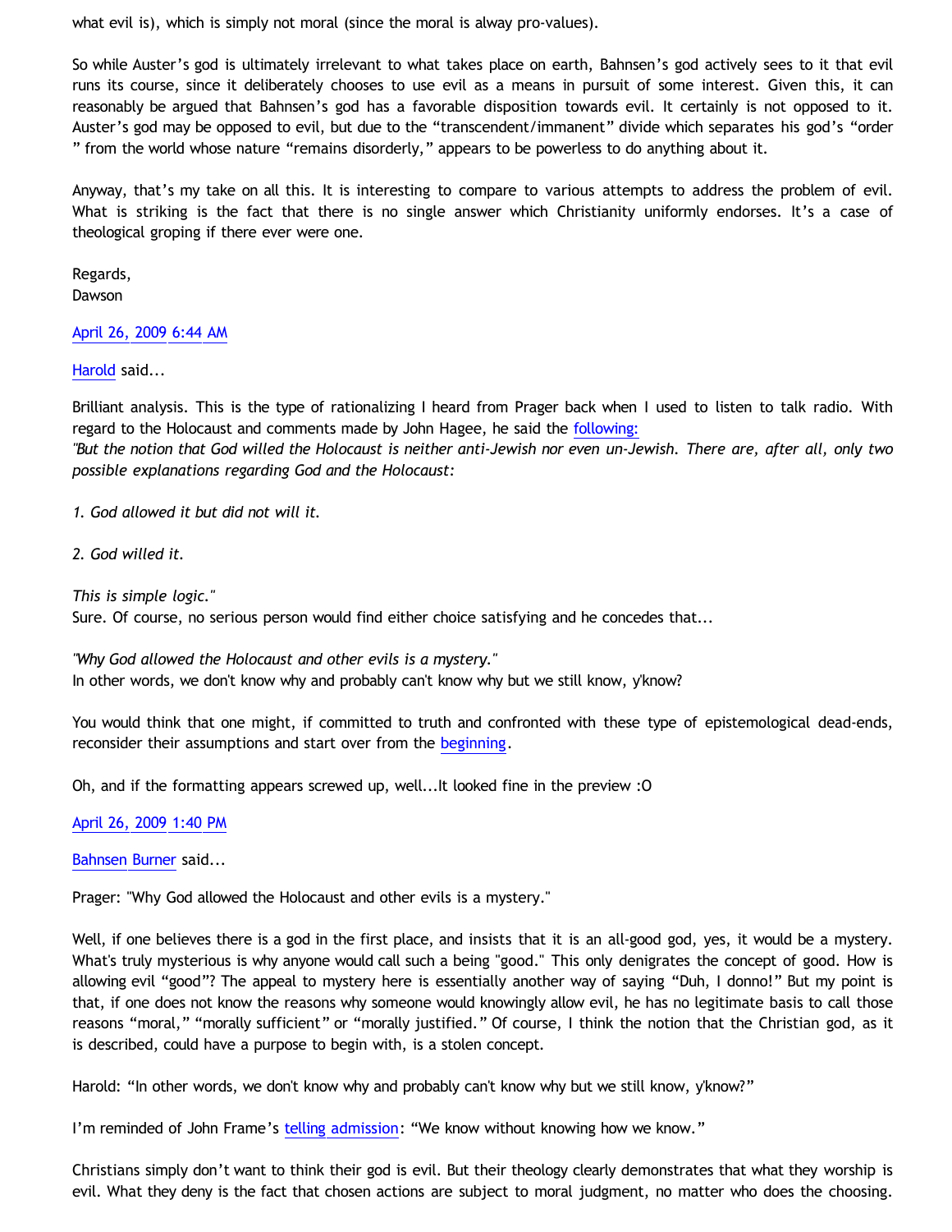what evil is), which is simply not moral (since the moral is alway pro-values).

So while Auster's god is ultimately irrelevant to what takes place on earth, Bahnsen's god actively sees to it that evil runs its course, since it deliberately chooses to use evil as a means in pursuit of some interest. Given this, it can reasonably be argued that Bahnsen's god has a favorable disposition towards evil. It certainly is not opposed to it. Auster's god may be opposed to evil, but due to the "transcendent/immanent" divide which separates his god's "order " from the world whose nature "remains disorderly," appears to be powerless to do anything about it.

Anyway, that's my take on all this. It is interesting to compare to various attempts to address the problem of evil. What is striking is the fact that there is no single answer which Christianity uniformly endorses. It's a case of theological groping if there ever were one.

Regards,
Dawson

April 26, 2009 6:44 AM

Harold said...

Brilliant analysis. This is the type of rationalizing I heard from Prager back when I used to listen to talk radio. With regard to the Holocaust and comments made by John Hagee, he said the following:
*"But the notion that God willed the Holocaust is neither anti-Jewish nor even un-Jewish. There are, after all, only two possible explanations regarding God and the Holocaust:*

*1. God allowed it but did not will it.*

*2. God willed it.*

*This is simple logic."*
Sure. Of course, no serious person would find either choice satisfying and he concedes that...

*"Why God allowed the Holocaust and other evils is a mystery."*
In other words, we don't know why and probably can't know why but we still know, y'know?

You would think that one might, if committed to truth and confronted with these type of epistemological dead-ends, reconsider their assumptions and start over from the beginning.

Oh, and if the formatting appears screwed up, well...It looked fine in the preview :O

April 26, 2009 1:40 PM

Bahnsen Burner said...

Prager: "Why God allowed the Holocaust and other evils is a mystery."

Well, if one believes there is a god in the first place, and insists that it is an all-good god, yes, it would be a mystery. What's truly mysterious is why anyone would call such a being "good." This only denigrates the concept of good. How is allowing evil "good"? The appeal to mystery here is essentially another way of saying "Duh, I donno!" But my point is that, if one does not know the reasons why someone would knowingly allow evil, he has no legitimate basis to call those reasons "moral," "morally sufficient" or "morally justified." Of course, I think the notion that the Christian god, as it is described, could have a purpose to begin with, is a stolen concept.

Harold: "In other words, we don't know why and probably can't know why but we still know, y'know?"

I'm reminded of John Frame's telling admission: "We know without knowing how we know."

Christians simply don't want to think their god is evil. But their theology clearly demonstrates that what they worship is evil. What they deny is the fact that chosen actions are subject to moral judgment, no matter who does the choosing.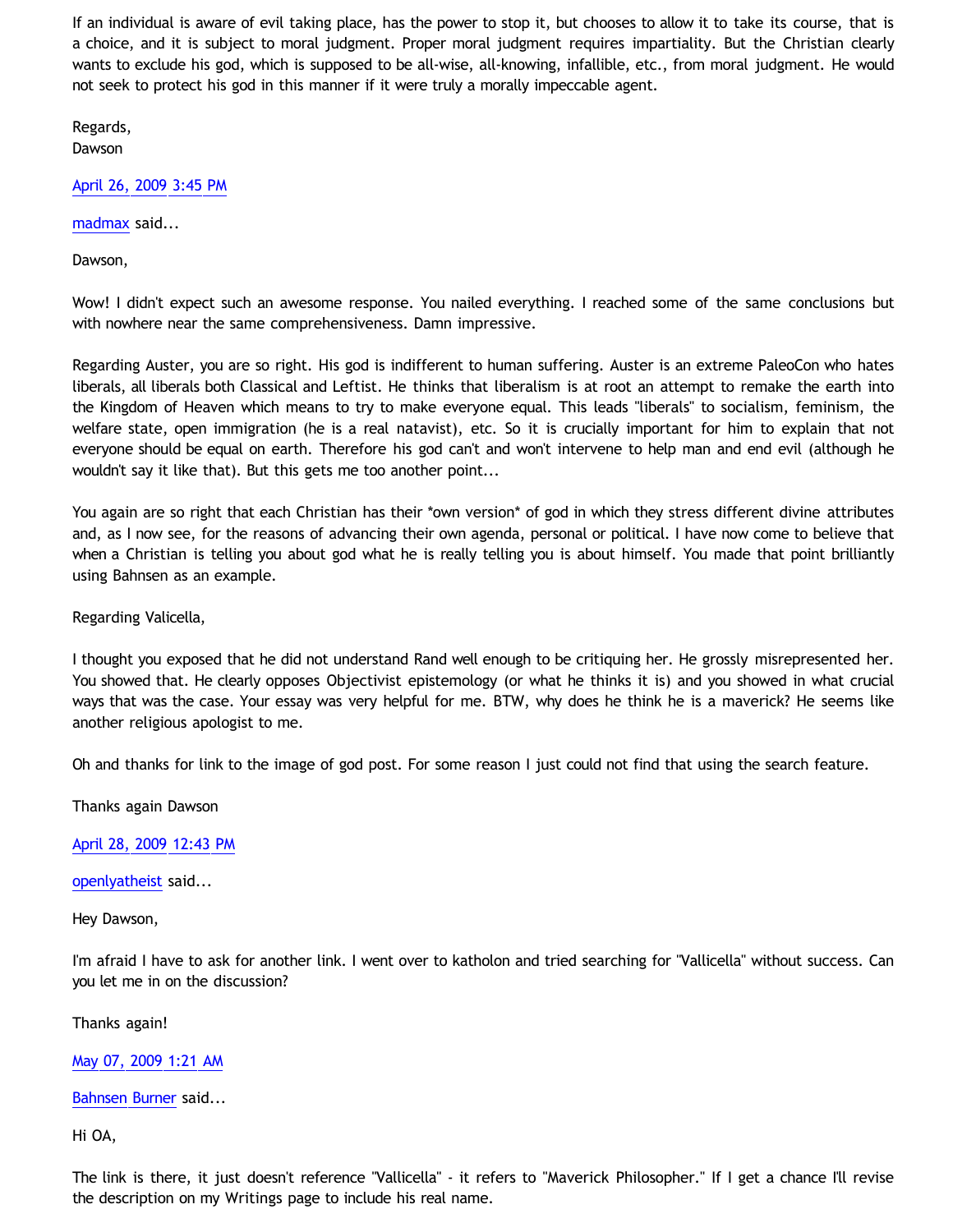If an individual is aware of evil taking place, has the power to stop it, but chooses to allow it to take its course, that is a choice, and it is subject to moral judgment. Proper moral judgment requires impartiality. But the Christian clearly wants to exclude his god, which is supposed to be all-wise, all-knowing, infallible, etc., from moral judgment. He would not seek to protect his god in this manner if it were truly a morally impeccable agent.

Regards,
Dawson

April 26, 2009 3:45 PM

madmax said...

Dawson,

Wow! I didn't expect such an awesome response. You nailed everything. I reached some of the same conclusions but with nowhere near the same comprehensiveness. Damn impressive.

Regarding Auster, you are so right. His god is indifferent to human suffering. Auster is an extreme PaleoCon who hates liberals, all liberals both Classical and Leftist. He thinks that liberalism is at root an attempt to remake the earth into the Kingdom of Heaven which means to try to make everyone equal. This leads "liberals" to socialism, feminism, the welfare state, open immigration (he is a real natavist), etc. So it is crucially important for him to explain that not everyone should be equal on earth. Therefore his god can't and won't intervene to help man and end evil (although he wouldn't say it like that). But this gets me too another point...

You again are so right that each Christian has their *own version* of god in which they stress different divine attributes and, as I now see, for the reasons of advancing their own agenda, personal or political. I have now come to believe that when a Christian is telling you about god what he is really telling you is about himself. You made that point brilliantly using Bahnsen as an example.

Regarding Valicella,

I thought you exposed that he did not understand Rand well enough to be critiquing her. He grossly misrepresented her. You showed that. He clearly opposes Objectivist epistemology (or what he thinks it is) and you showed in what crucial ways that was the case. Your essay was very helpful for me. BTW, why does he think he is a maverick? He seems like another religious apologist to me.

Oh and thanks for link to the image of god post. For some reason I just could not find that using the search feature.

Thanks again Dawson

April 28, 2009 12:43 PM

openlyatheist said...

Hey Dawson,

I'm afraid I have to ask for another link. I went over to katholon and tried searching for "Vallicella" without success. Can you let me in on the discussion?

Thanks again!

May 07, 2009 1:21 AM

Bahnsen Burner said...

Hi OA,

The link is there, it just doesn't reference "Vallicella" - it refers to "Maverick Philosopher." If I get a chance I'll revise the description on my Writings page to include his real name.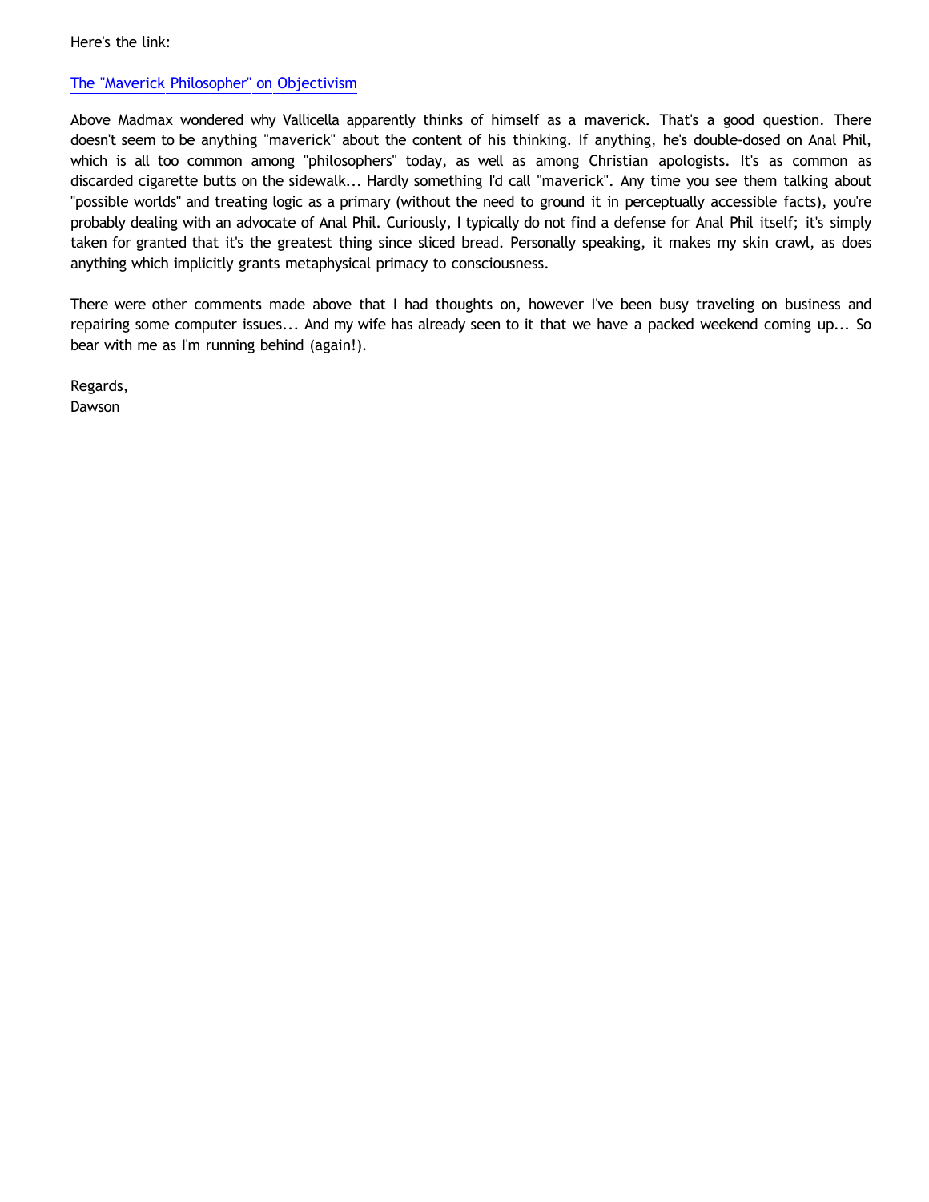Here's the link:

[The "Maverick Philosopher" on Objectivism]

Above Madmax wondered why Vallicella apparently thinks of himself as a maverick. That's a good question. There doesn't seem to be anything "maverick" about the content of his thinking. If anything, he's double-dosed on Anal Phil, which is all too common among "philosophers" today, as well as among Christian apologists. It's as common as discarded cigarette butts on the sidewalk... Hardly something I'd call "maverick". Any time you see them talking about "possible worlds" and treating logic as a primary (without the need to ground it in perceptually accessible facts), you're probably dealing with an advocate of Anal Phil. Curiously, I typically do not find a defense for Anal Phil itself; it's simply taken for granted that it's the greatest thing since sliced bread. Personally speaking, it makes my skin crawl, as does anything which implicitly grants metaphysical primacy to consciousness.

There were other comments made above that I had thoughts on, however I've been busy traveling on business and repairing some computer issues... And my wife has already seen to it that we have a packed weekend coming up... So bear with me as I'm running behind (again!).

Regards,
Dawson